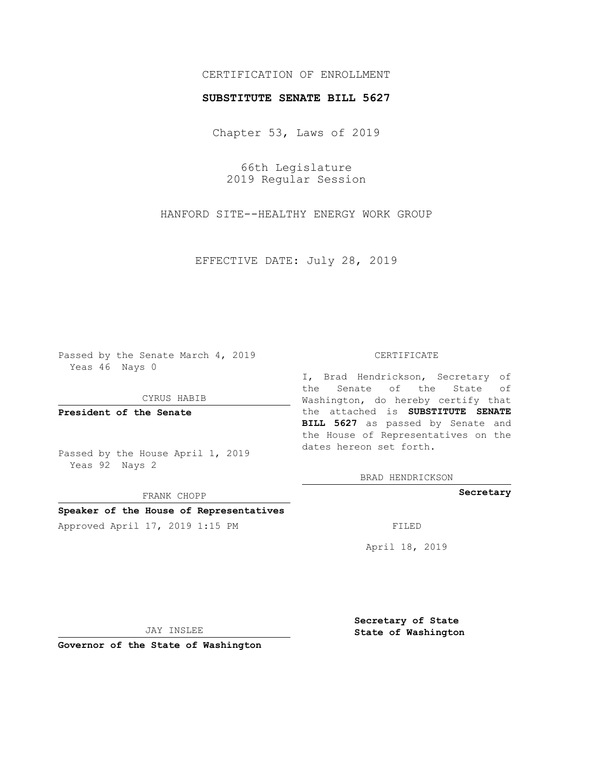CERTIFICATION OF ENROLLMENT

**SUBSTITUTE SENATE BILL 5627**

Chapter 53, Laws of 2019

66th Legislature
2019 Regular Session

HANFORD SITE--HEALTHY ENERGY WORK GROUP

EFFECTIVE DATE: July 28, 2019

Passed by the Senate March 4, 2019
Yeas 46 Nays 0

CYRUS HABIB

**President of the Senate**

Passed by the House April 1, 2019
Yeas 92 Nays 2

FRANK CHOPP

**Speaker of the House of Representatives**

Approved April 17, 2019 1:15 PM

JAY INSLEE

**Governor of the State of Washington**

CERTIFICATE

I, Brad Hendrickson, Secretary of the Senate of the State of Washington, do hereby certify that the attached is **SUBSTITUTE SENATE BILL 5627** as passed by Senate and the House of Representatives on the dates hereon set forth.

BRAD HENDRICKSON

**Secretary**

FILED

April 18, 2019

**Secretary of State**
**State of Washington**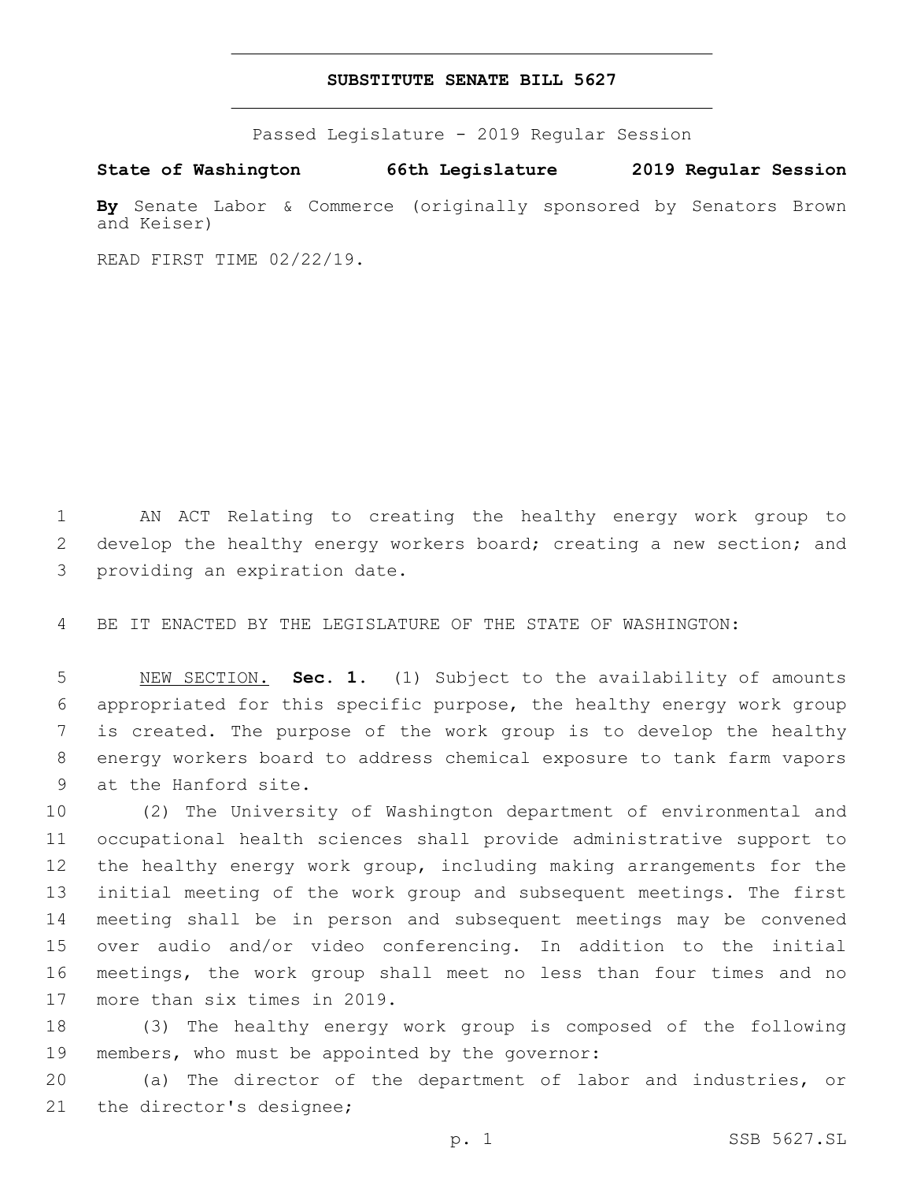# SUBSTITUTE SENATE BILL 5627

Passed Legislature - 2019 Regular Session

**State of Washington 66th Legislature 2019 Regular Session**

**By** Senate Labor & Commerce (originally sponsored by Senators Brown and Keiser)

READ FIRST TIME 02/22/19.

AN ACT Relating to creating the healthy energy work group to develop the healthy energy workers board; creating a new section; and providing an expiration date.

BE IT ENACTED BY THE LEGISLATURE OF THE STATE OF WASHINGTON:

NEW SECTION. **Sec. 1.** (1) Subject to the availability of amounts appropriated for this specific purpose, the healthy energy work group is created. The purpose of the work group is to develop the healthy energy workers board to address chemical exposure to tank farm vapors at the Hanford site.

(2) The University of Washington department of environmental and occupational health sciences shall provide administrative support to the healthy energy work group, including making arrangements for the initial meeting of the work group and subsequent meetings. The first meeting shall be in person and subsequent meetings may be convened over audio and/or video conferencing. In addition to the initial meetings, the work group shall meet no less than four times and no more than six times in 2019.

(3) The healthy energy work group is composed of the following members, who must be appointed by the governor:

(a) The director of the department of labor and industries, or the director's designee;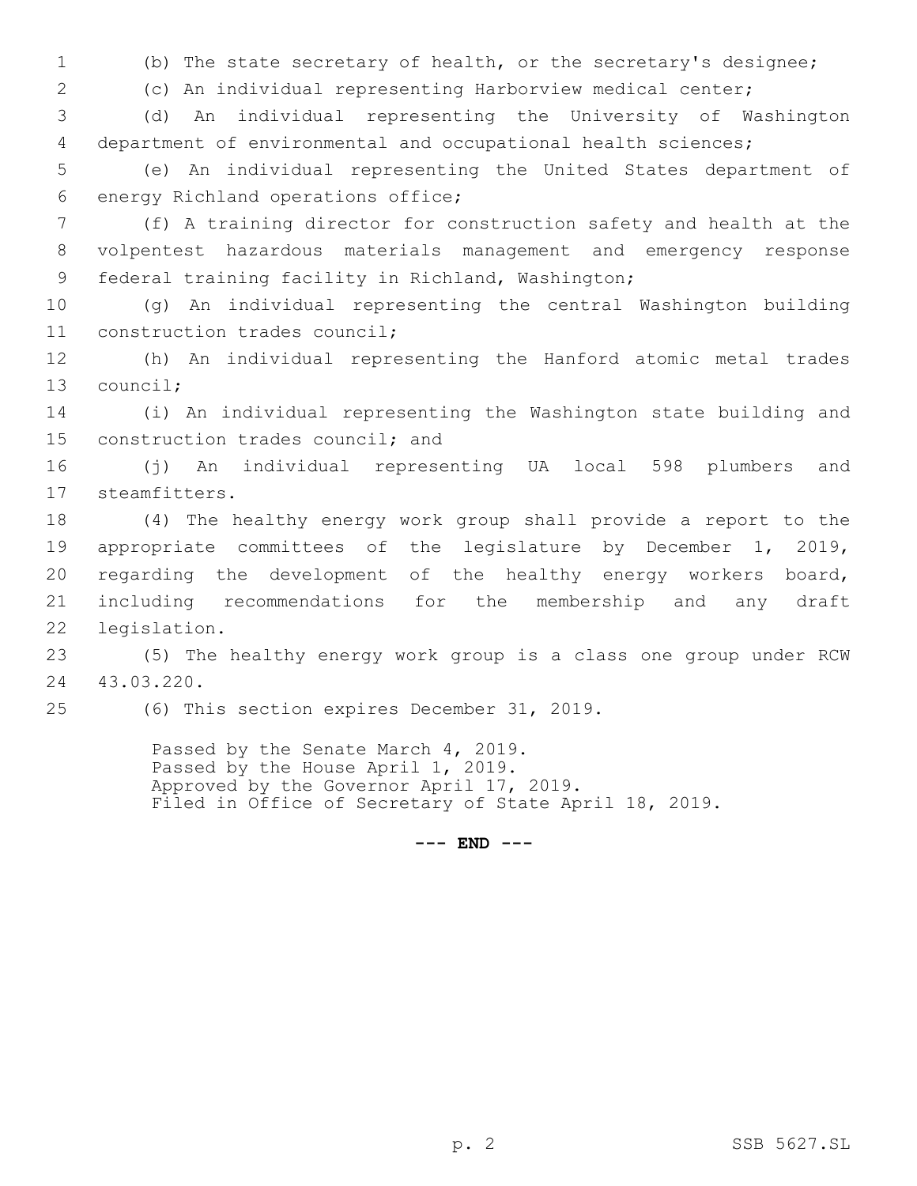(b) The state secretary of health, or the secretary's designee;

(c) An individual representing Harborview medical center;

(d) An individual representing the University of Washington department of environmental and occupational health sciences;

(e) An individual representing the United States department of energy Richland operations office;

(f) A training director for construction safety and health at the volpentest hazardous materials management and emergency response federal training facility in Richland, Washington;

(g) An individual representing the central Washington building construction trades council;

(h) An individual representing the Hanford atomic metal trades council;

(i) An individual representing the Washington state building and construction trades council; and

(j) An individual representing UA local 598 plumbers and steamfitters.

(4) The healthy energy work group shall provide a report to the appropriate committees of the legislature by December 1, 2019, regarding the development of the healthy energy workers board, including recommendations for the membership and any draft legislation.

(5) The healthy energy work group is a class one group under RCW 43.03.220.

(6) This section expires December 31, 2019.

Passed by the Senate March 4, 2019.
Passed by the House April 1, 2019.
Approved by the Governor April 17, 2019.
Filed in Office of Secretary of State April 18, 2019.

**--- END ---**